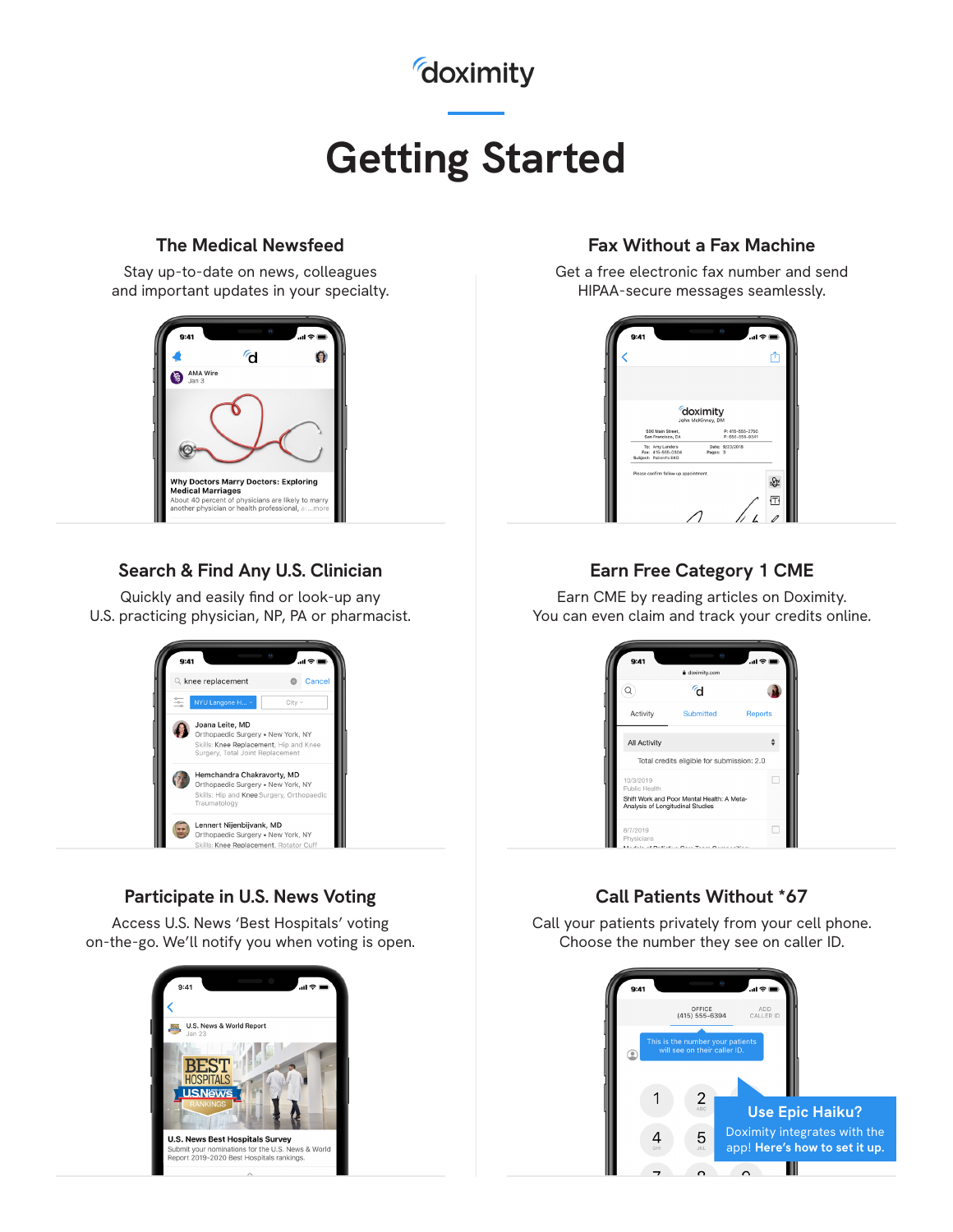doximity

# Getting Started

## The Medical Newsfeed

Stay up-to-date on news, colleagues and important updates in your specialty.

## Fax Without a Fax Machine

Get a free electronic fax number and send HIPAA-secure messages seamlessly.

## Search & Find Any U.S. Clinician

Quickly and easily find or look-up any U.S. practicing physician, NP, PA or pharmacist.

## Earn Free Category 1 CME

Earn CME by reading articles on Doximity. You can even claim and track your credits online.

## Participate in U.S. News Voting

Access U.S. News 'Best Hospitals' voting on-the-go. We'll notify you when voting is open.

## Call Patients Without *67

Call your patients privately from your cell phone. Choose the number they see on caller ID.

**Use Epic Haiku?**

Doximity integrates with the app! **Here's how to set it up.**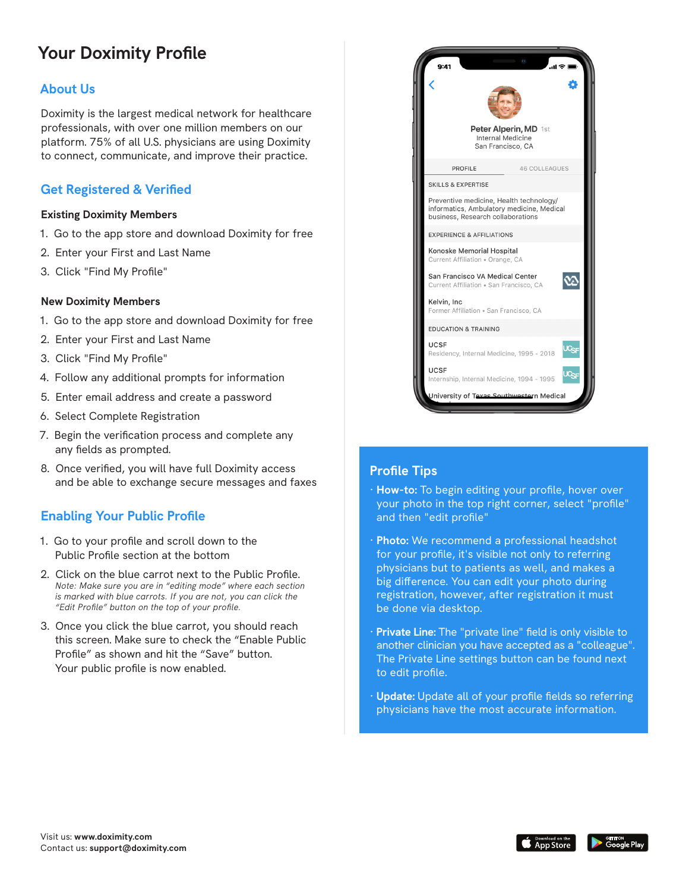# Your Doximity Profile

## About Us

Doximity is the largest medical network for healthcare professionals, with over one million members on our platform. 75% of all U.S. physicians are using Doximity to connect, communicate, and improve their practice.

## Get Registered & Verified

### Existing Doximity Members

1. Go to the app store and download Doximity for free
2. Enter your First and Last Name
3. Click "Find My Profile"

### New Doximity Members

1. Go to the app store and download Doximity for free
2. Enter your First and Last Name
3. Click "Find My Profile"
4. Follow any additional prompts for information
5. Enter email address and create a password
6. Select Complete Registration
7. Begin the verification process and complete any any fields as prompted.
8. Once verified, you will have full Doximity access and be able to exchange secure messages and faxes

## Enabling Your Public Profile

1. Go to your profile and scroll down to the Public Profile section at the bottom
2. Click on the blue carrot next to the Public Profile.
   *Note: Make sure you are in "editing mode" where each section is marked with blue carrots. If you are not, you can click the "Edit Profile" button on the top of your profile.*
3. Once you click the blue carrot, you should reach this screen. Make sure to check the "Enable Public Profile" as shown and hit the "Save" button. Your public profile is now enabled.

9:41

Peter Alperin, MD 1st
Internal Medicine
San Francisco, CA

PROFILE | 46 COLLEAGUES

SKILLS & EXPERTISE

Preventive medicine, Health technology/informatics, Ambulatory medicine, Medical business, Research collaborations

EXPERIENCE & AFFILIATIONS

Konoske Memorial Hospital
Current Affiliation • Orange, CA

San Francisco VA Medical Center
Current Affiliation • San Francisco, CA

Kelvin, Inc
Former Affiliation • San Francisco, CA

EDUCATION & TRAINING

UCSF
Residency, Internal Medicine, 1995 - 2018

UCSF
Internship, Internal Medicine, 1994 - 1995

University of Texas Southwestern Medical

## Profile Tips

- **How-to:** To begin editing your profile, hover over your photo in the top right corner, select "profile" and then "edit profile"
- **Photo:** We recommend a professional headshot for your profile, it's visible not only to referring physicians but to patients as well, and makes a big difference. You can edit your photo during registration, however, after registration it must be done via desktop.
- **Private Line:** The "private line" field is only visible to another clinician you have accepted as a "colleague". The Private Line settings button can be found next to edit profile.
- **Update:** Update all of your profile fields so referring physicians have the most accurate information.

Visit us: **www.doximity.com**
Contact us: **support@doximity.com**

Download on the App Store

GET IT ON Google Play